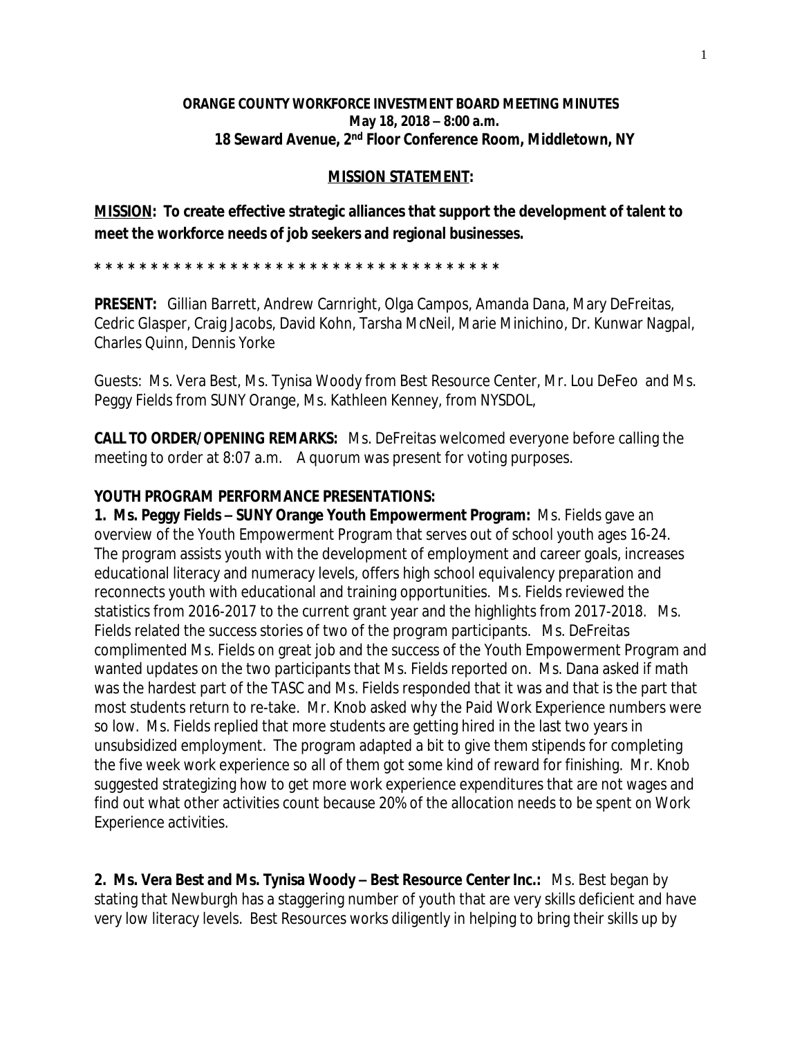**ORANGE COUNTY WORKFORCE INVESTMENT BOARD MEETING MINUTES**
**May 18, 2018 – 8:00 a.m.**
**18 Seward Avenue, 2nd Floor Conference Room, Middletown, NY**

**MISSION STATEMENT:**

**MISSION: To create effective strategic alliances that support the development of talent to meet the workforce needs of job seekers and regional businesses.**

* * * * * * * * * * * * * * * * * * * * * * * * * * * * * * * * * * * * *

**PRESENT:** Gillian Barrett, Andrew Carnright, Olga Campos, Amanda Dana, Mary DeFreitas, Cedric Glasper, Craig Jacobs, David Kohn, Tarsha McNeil, Marie Minichino, Dr. Kunwar Nagpal, Charles Quinn, Dennis Yorke

Guests: Ms. Vera Best, Ms. Tynisa Woody from Best Resource Center, Mr. Lou DeFeo and Ms. Peggy Fields from SUNY Orange, Ms. Kathleen Kenney, from NYSDOL,

**CALL TO ORDER/OPENING REMARKS:** Ms. DeFreitas welcomed everyone before calling the meeting to order at 8:07 a.m. A quorum was present for voting purposes.

**YOUTH PROGRAM PERFORMANCE PRESENTATIONS:**

**1. Ms. Peggy Fields – SUNY Orange Youth Empowerment Program:** Ms. Fields gave an overview of the Youth Empowerment Program that serves out of school youth ages 16-24. The program assists youth with the development of employment and career goals, increases educational literacy and numeracy levels, offers high school equivalency preparation and reconnects youth with educational and training opportunities. Ms. Fields reviewed the statistics from 2016-2017 to the current grant year and the highlights from 2017-2018. Ms. Fields related the success stories of two of the program participants. Ms. DeFreitas complimented Ms. Fields on great job and the success of the Youth Empowerment Program and wanted updates on the two participants that Ms. Fields reported on. Ms. Dana asked if math was the hardest part of the TASC and Ms. Fields responded that it was and that is the part that most students return to re-take. Mr. Knob asked why the Paid Work Experience numbers were so low. Ms. Fields replied that more students are getting hired in the last two years in unsubsidized employment. The program adapted a bit to give them stipends for completing the five week work experience so all of them got some kind of reward for finishing. Mr. Knob suggested strategizing how to get more work experience expenditures that are not wages and find out what other activities count because 20% of the allocation needs to be spent on Work Experience activities.

**2. Ms. Vera Best and Ms. Tynisa Woody – Best Resource Center Inc.:** Ms. Best began by stating that Newburgh has a staggering number of youth that are very skills deficient and have very low literacy levels. Best Resources works diligently in helping to bring their skills up by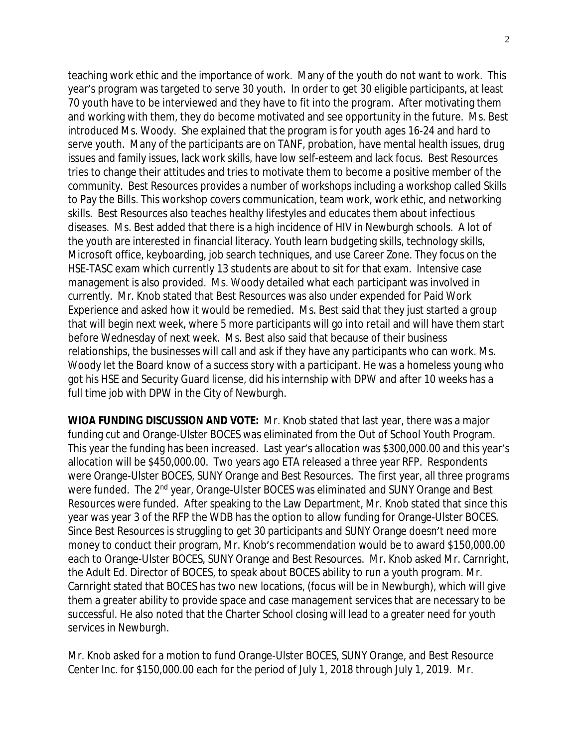teaching work ethic and the importance of work. Many of the youth do not want to work. This year's program was targeted to serve 30 youth. In order to get 30 eligible participants, at least 70 youth have to be interviewed and they have to fit into the program. After motivating them and working with them, they do become motivated and see opportunity in the future. Ms. Best introduced Ms. Woody. She explained that the program is for youth ages 16-24 and hard to serve youth. Many of the participants are on TANF, probation, have mental health issues, drug issues and family issues, lack work skills, have low self-esteem and lack focus. Best Resources tries to change their attitudes and tries to motivate them to become a positive member of the community. Best Resources provides a number of workshops including a workshop called Skills to Pay the Bills. This workshop covers communication, team work, work ethic, and networking skills. Best Resources also teaches healthy lifestyles and educates them about infectious diseases. Ms. Best added that there is a high incidence of HIV in Newburgh schools. A lot of the youth are interested in financial literacy. Youth learn budgeting skills, technology skills, Microsoft office, keyboarding, job search techniques, and use Career Zone. They focus on the HSE-TASC exam which currently 13 students are about to sit for that exam. Intensive case management is also provided. Ms. Woody detailed what each participant was involved in currently. Mr. Knob stated that Best Resources was also under expended for Paid Work Experience and asked how it would be remedied. Ms. Best said that they just started a group that will begin next week, where 5 more participants will go into retail and will have them start before Wednesday of next week. Ms. Best also said that because of their business relationships, the businesses will call and ask if they have any participants who can work. Ms. Woody let the Board know of a success story with a participant. He was a homeless young who got his HSE and Security Guard license, did his internship with DPW and after 10 weeks has a full time job with DPW in the City of Newburgh.

**WIOA FUNDING DISCUSSION AND VOTE:** Mr. Knob stated that last year, there was a major funding cut and Orange-Ulster BOCES was eliminated from the Out of School Youth Program. This year the funding has been increased. Last year's allocation was $300,000.00 and this year's allocation will be $450,000.00. Two years ago ETA released a three year RFP. Respondents were Orange-Ulster BOCES, SUNY Orange and Best Resources. The first year, all three programs were funded. The 2nd year, Orange-Ulster BOCES was eliminated and SUNY Orange and Best Resources were funded. After speaking to the Law Department, Mr. Knob stated that since this year was year 3 of the RFP the WDB has the option to allow funding for Orange-Ulster BOCES. Since Best Resources is struggling to get 30 participants and SUNY Orange doesn't need more money to conduct their program, Mr. Knob's recommendation would be to award $150,000.00 each to Orange-Ulster BOCES, SUNY Orange and Best Resources. Mr. Knob asked Mr. Carnright, the Adult Ed. Director of BOCES, to speak about BOCES ability to run a youth program. Mr. Carnright stated that BOCES has two new locations, (focus will be in Newburgh), which will give them a greater ability to provide space and case management services that are necessary to be successful. He also noted that the Charter School closing will lead to a greater need for youth services in Newburgh.

Mr. Knob asked for a motion to fund Orange-Ulster BOCES, SUNY Orange, and Best Resource Center Inc. for $150,000.00 each for the period of July 1, 2018 through July 1, 2019. Mr.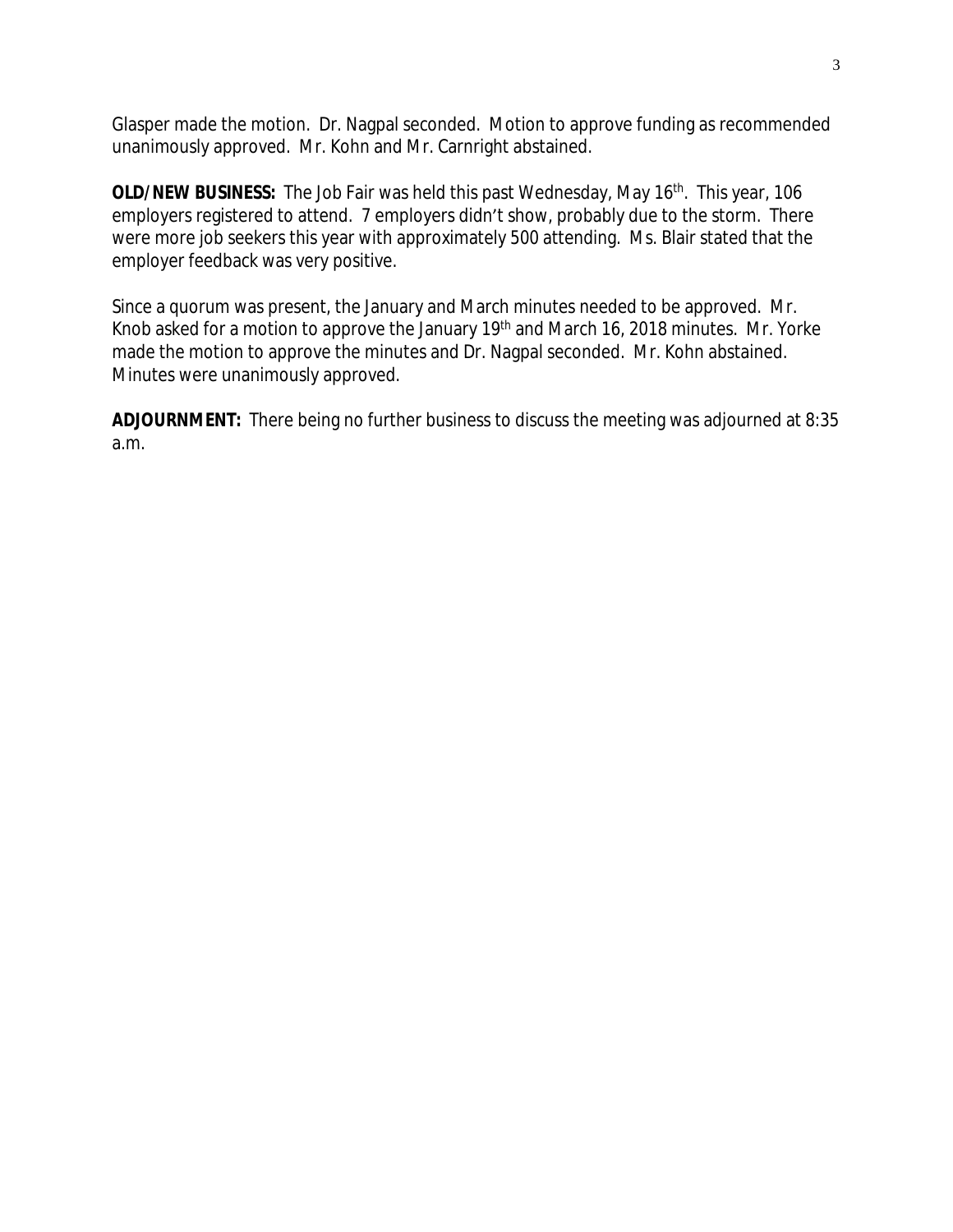Glasper made the motion. Dr. Nagpal seconded. Motion to approve funding as recommended unanimously approved. Mr. Kohn and Mr. Carnright abstained.

**OLD/NEW BUSINESS:** The Job Fair was held this past Wednesday, May 16th. This year, 106 employers registered to attend. 7 employers didn't show, probably due to the storm. There were more job seekers this year with approximately 500 attending. Ms. Blair stated that the employer feedback was very positive.

Since a quorum was present, the January and March minutes needed to be approved. Mr. Knob asked for a motion to approve the January 19th and March 16, 2018 minutes. Mr. Yorke made the motion to approve the minutes and Dr. Nagpal seconded. Mr. Kohn abstained. Minutes were unanimously approved.

**ADJOURNMENT:** There being no further business to discuss the meeting was adjourned at 8:35 a.m.